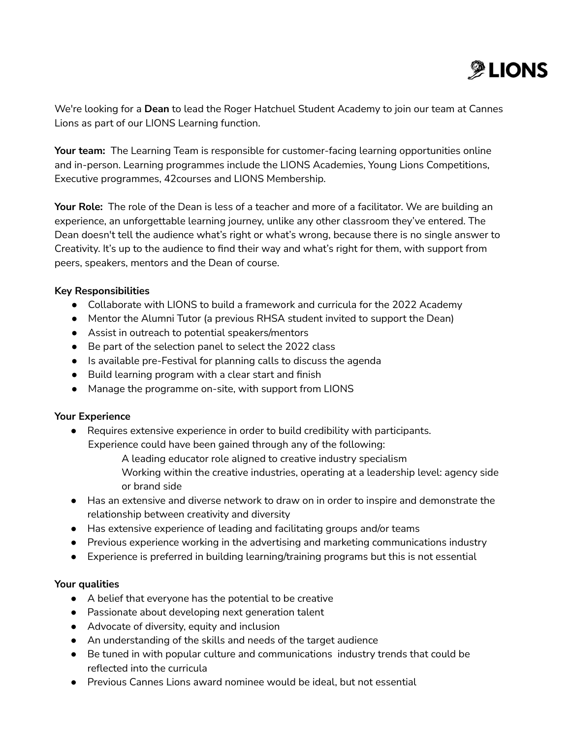LIONS

We're looking for a **Dean** to lead the Roger Hatchuel Student Academy to join our team at Cannes Lions as part of our LIONS Learning function.

**Your team:** The Learning Team is responsible for customer-facing learning opportunities online and in-person. Learning programmes include the LIONS Academies, Young Lions Competitions, Executive programmes, 42courses and LIONS Membership.

**Your Role:** The role of the Dean is less of a teacher and more of a facilitator. We are building an experience, an unforgettable learning journey, unlike any other classroom they've entered. The Dean doesn't tell the audience what's right or what's wrong, because there is no single answer to Creativity. It's up to the audience to find their way and what's right for them, with support from peers, speakers, mentors and the Dean of course.

**Key Responsibilities**

- Collaborate with LIONS to build a framework and curricula for the 2022 Academy
- Mentor the Alumni Tutor (a previous RHSA student invited to support the Dean)
- Assist in outreach to potential speakers/mentors
- Be part of the selection panel to select the 2022 class
- Is available pre-Festival for planning calls to discuss the agenda
- Build learning program with a clear start and finish
- Manage the programme on-site, with support from LIONS

**Your Experience**

- Requires extensive experience in order to build credibility with participants. Experience could have been gained through any of the following:
  - A leading educator role aligned to creative industry specialism
  - Working within the creative industries, operating at a leadership level: agency side or brand side
- Has an extensive and diverse network to draw on in order to inspire and demonstrate the relationship between creativity and diversity
- Has extensive experience of leading and facilitating groups and/or teams
- Previous experience working in the advertising and marketing communications industry
- Experience is preferred in building learning/training programs but this is not essential

**Your qualities**

- A belief that everyone has the potential to be creative
- Passionate about developing next generation talent
- Advocate of diversity, equity and inclusion
- An understanding of the skills and needs of the target audience
- Be tuned in with popular culture and communications industry trends that could be reflected into the curricula
- Previous Cannes Lions award nominee would be ideal, but not essential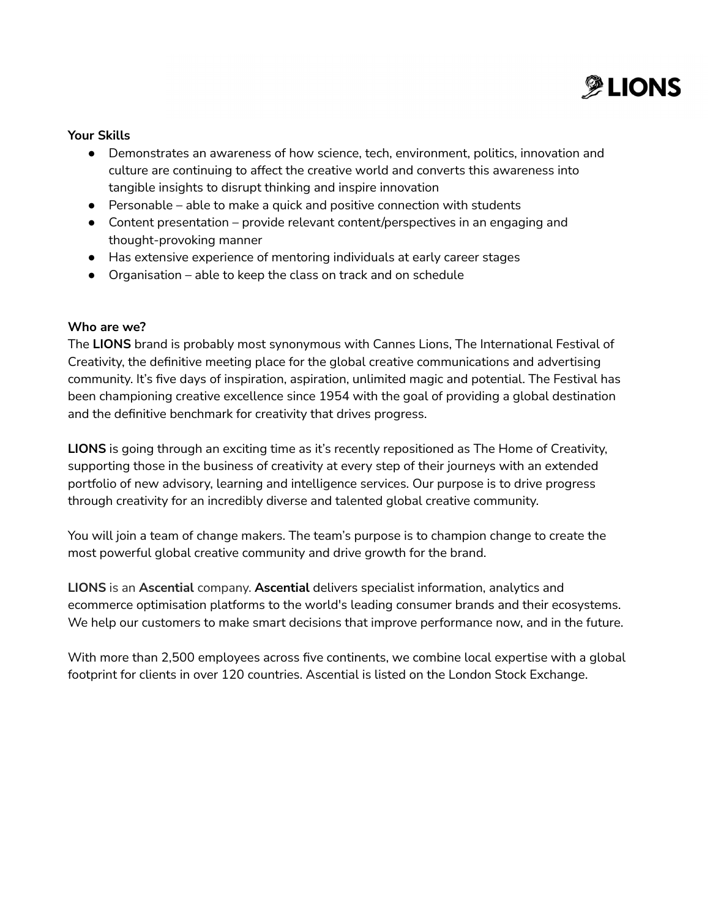**Your Skills**

- Demonstrates an awareness of how science, tech, environment, politics, innovation and culture are continuing to affect the creative world and converts this awareness into tangible insights to disrupt thinking and inspire innovation
- Personable – able to make a quick and positive connection with students
- Content presentation – provide relevant content/perspectives in an engaging and thought-provoking manner
- Has extensive experience of mentoring individuals at early career stages
- Organisation – able to keep the class on track and on schedule

**Who are we?**

The **LIONS** brand is probably most synonymous with Cannes Lions, The International Festival of Creativity, the definitive meeting place for the global creative communications and advertising community. It's five days of inspiration, aspiration, unlimited magic and potential. The Festival has been championing creative excellence since 1954 with the goal of providing a global destination and the definitive benchmark for creativity that drives progress.

**LIONS** is going through an exciting time as it's recently repositioned as The Home of Creativity, supporting those in the business of creativity at every step of their journeys with an extended portfolio of new advisory, learning and intelligence services. Our purpose is to drive progress through creativity for an incredibly diverse and talented global creative community.

You will join a team of change makers. The team's purpose is to champion change to create the most powerful global creative community and drive growth for the brand.

**LIONS** is an **Ascential** company. **Ascential** delivers specialist information, analytics and ecommerce optimisation platforms to the world's leading consumer brands and their ecosystems. We help our customers to make smart decisions that improve performance now, and in the future.

With more than 2,500 employees across five continents, we combine local expertise with a global footprint for clients in over 120 countries. Ascential is listed on the London Stock Exchange.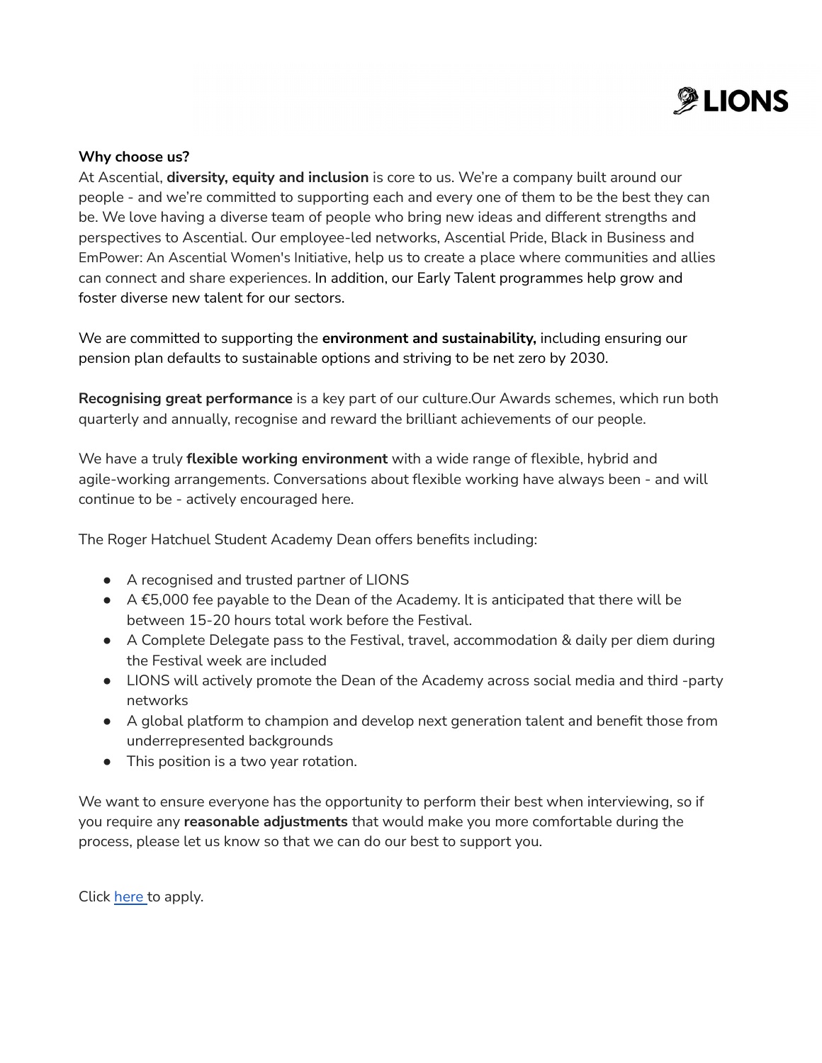**Why choose us?**

At Ascential, **diversity, equity and inclusion** is core to us. We're a company built around our people - and we're committed to supporting each and every one of them to be the best they can be. We love having a diverse team of people who bring new ideas and different strengths and perspectives to Ascential. Our employee-led networks, Ascential Pride, Black in Business and EmPower: An Ascential Women's Initiative, help us to create a place where communities and allies can connect and share experiences. In addition, our Early Talent programmes help grow and foster diverse new talent for our sectors.

We are committed to supporting the **environment and sustainability,** including ensuring our pension plan defaults to sustainable options and striving to be net zero by 2030.

**Recognising great performance** is a key part of our culture.Our Awards schemes, which run both quarterly and annually, recognise and reward the brilliant achievements of our people.

We have a truly **flexible working environment** with a wide range of flexible, hybrid and agile-working arrangements. Conversations about flexible working have always been - and will continue to be - actively encouraged here.

The Roger Hatchuel Student Academy Dean offers benefits including:

- A recognised and trusted partner of LIONS
- A €5,000 fee payable to the Dean of the Academy. It is anticipated that there will be between 15-20 hours total work before the Festival.
- A Complete Delegate pass to the Festival, travel, accommodation & daily per diem during the Festival week are included
- LIONS will actively promote the Dean of the Academy across social media and third -party networks
- A global platform to champion and develop next generation talent and benefit those from underrepresented backgrounds
- This position is a two year rotation.

We want to ensure everyone has the opportunity to perform their best when interviewing, so if you require any **reasonable adjustments** that would make you more comfortable during the process, please let us know so that we can do our best to support you.

Click here to apply.